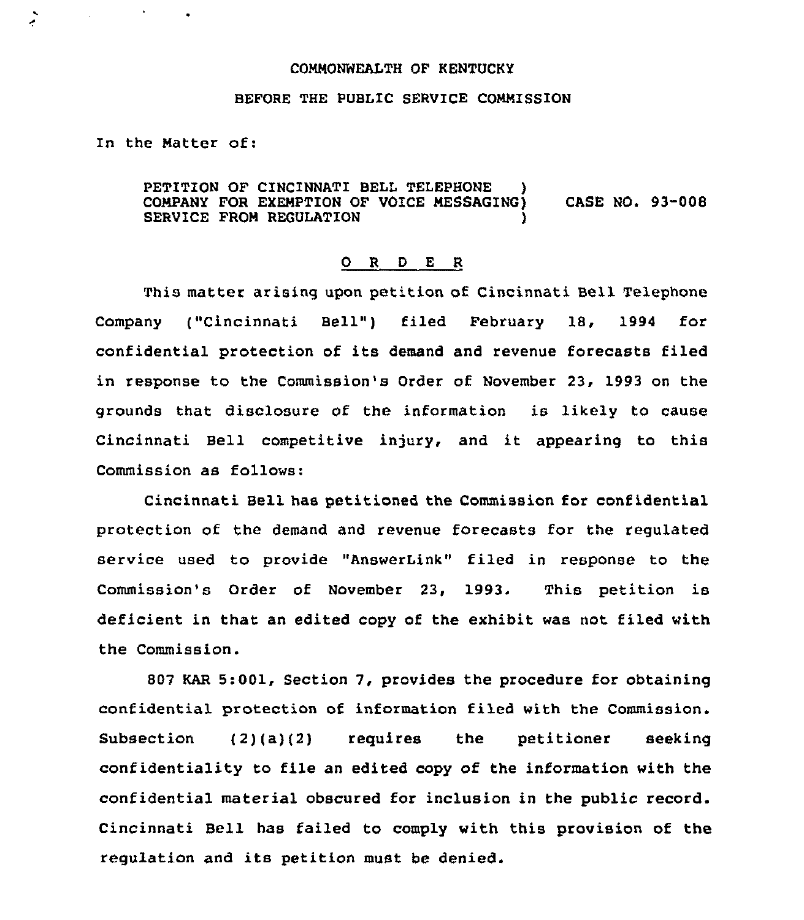COMMONWEALTH OF KENTUCKY

BEFORE THE PUBLIC SERVICE COMMISSION

In the Matter of:

PETITION OF CINCINNATI BELL TELEPHONE COMPANY FOR EXEMPTION OF VOICE MESSAGING SERVICE FROM REGULATION ) CASE NO. 93-008

O R D E R

This matter arising upon petition of Cincinnati Bell Telephone Company ("Cincinnati Bell") filed February 18, 1994 for confidential protection of its demand and revenue forecasts filed in response to the Commission's Order of November 23, 1993 on the grounds that disclosure of the information is likely to cause Cincinnati Bell competitive injury, and it appearing to this Commission as follows:

Cincinnati Bell has petitioned the Commission for confidential protection of the demand and revenue forecasts for the regulated service used to provide "AnswerLink" filed in response to the Commission's Order of November 23, 1993. This petition is deficient in that an edited copy of the exhibit was not filed with the Commission.

807 KAR 5:001, Section 7, provides the procedure for obtaining confidential protection of information filed with the Commission. Subsection (2)(a)(2) requires the petitioner seeking confidentiality to file an edited copy of the information with the confidential material obscured for inclusion in the public record. Cincinnati Bell has failed to comply with this provision of the regulation and its petition must be denied.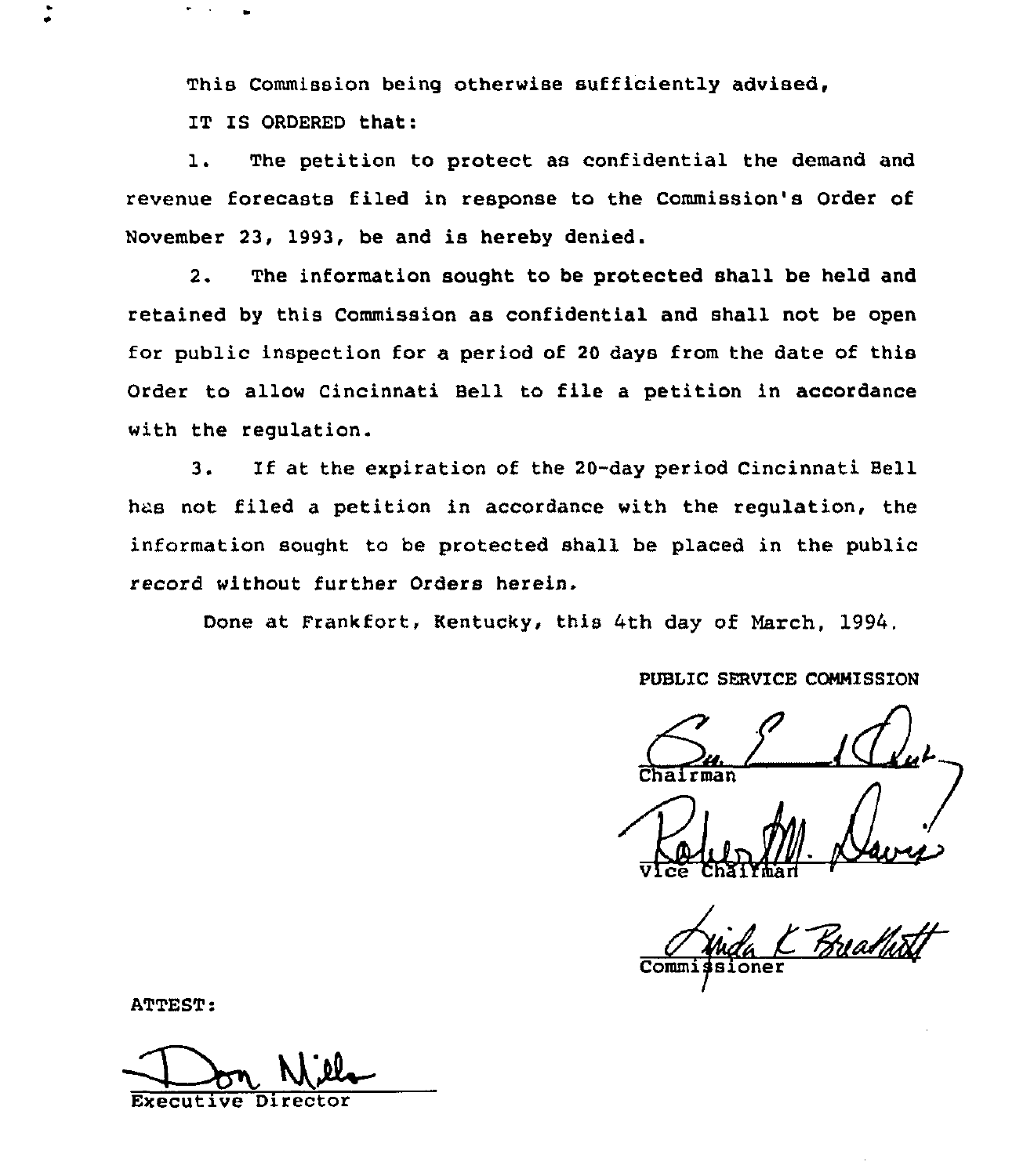This Commission being otherwise sufficiently advised,

IT IS ORDERED that:

1. The petition to protect as confidential the demand and revenue forecasts filed in response to the Commission's Order of November 23, 1993, be and is hereby denied.

2. The information sought to be protected shall be held and retained by this Commission as confidential and shall not be open for public inspection for a period of 20 days from the date of this Order to allow Cincinnati Bell to file a petition in accordance with the regulation.

3. If at the expiration of the 20-day period Cincinnati Bell has not filed a petition in accordance with the regulation, the information sought to be protected shall be placed in the public record without further Orders herein.

Done at Frankfort, Kentucky, this 4th day of March, 1994.

PUBLIC SERVICE COMMISSION

Chairman

Vice Chairman

Commissioner

ATTEST:

Executive Director